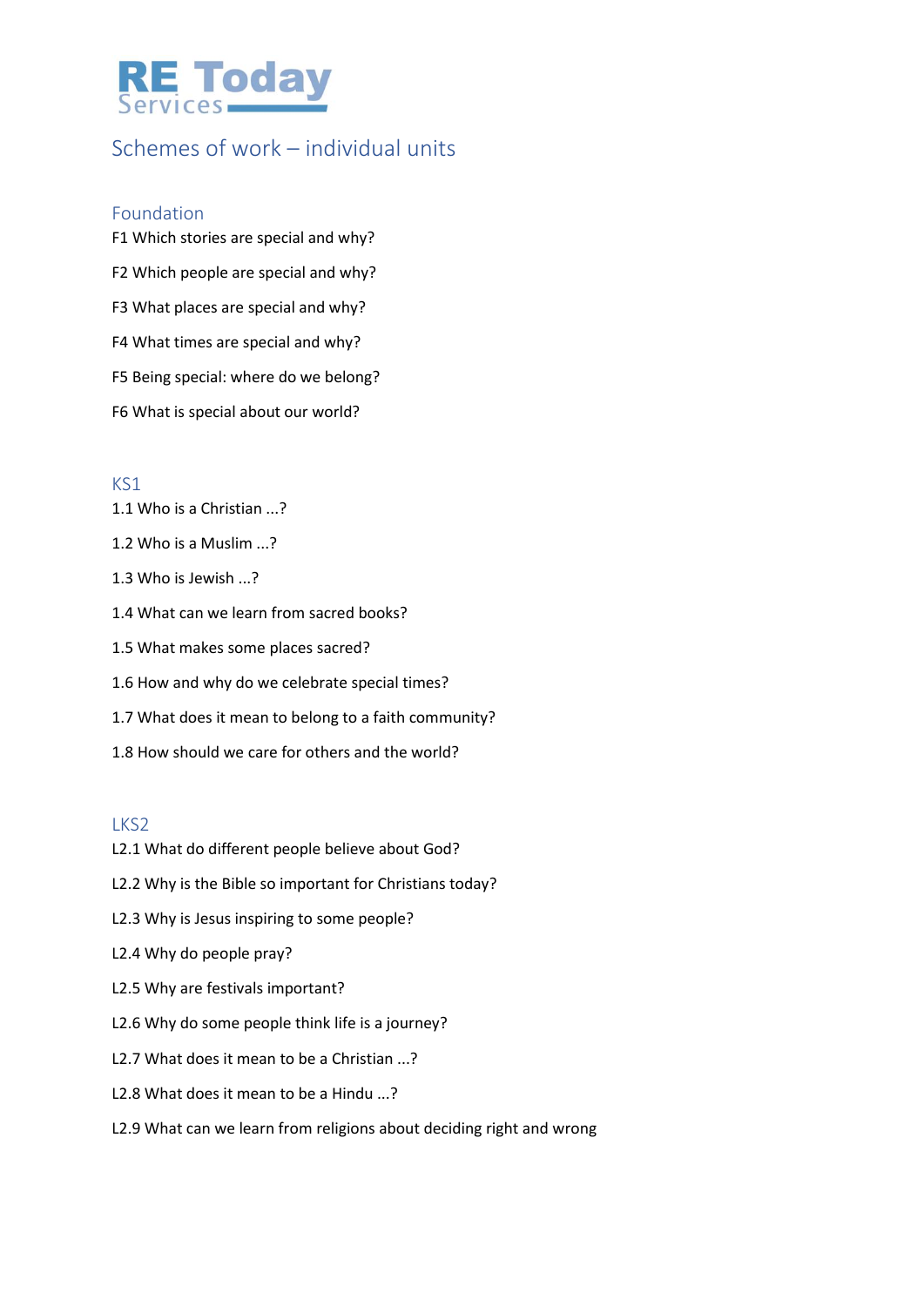# RE Today Services

## Schemes of work – individual units

### Foundation

F1 Which stories are special and why?

F2 Which people are special and why?

F3 What places are special and why?

F4 What times are special and why?

F5 Being special: where do we belong?

F6 What is special about our world?

### KS1

1.1 Who is a Christian ...?

1.2 Who is a Muslim ...?

1.3 Who is Jewish ...?

1.4 What can we learn from sacred books?

1.5 What makes some places sacred?

1.6 How and why do we celebrate special times?

1.7 What does it mean to belong to a faith community?

1.8 How should we care for others and the world?

### LKS2

L2.1 What do different people believe about God?

L2.2 Why is the Bible so important for Christians today?

L2.3 Why is Jesus inspiring to some people?

L2.4 Why do people pray?

L2.5 Why are festivals important?

L2.6 Why do some people think life is a journey?

L2.7 What does it mean to be a Christian ...?

L2.8 What does it mean to be a Hindu ...?

L2.9 What can we learn from religions about deciding right and wrong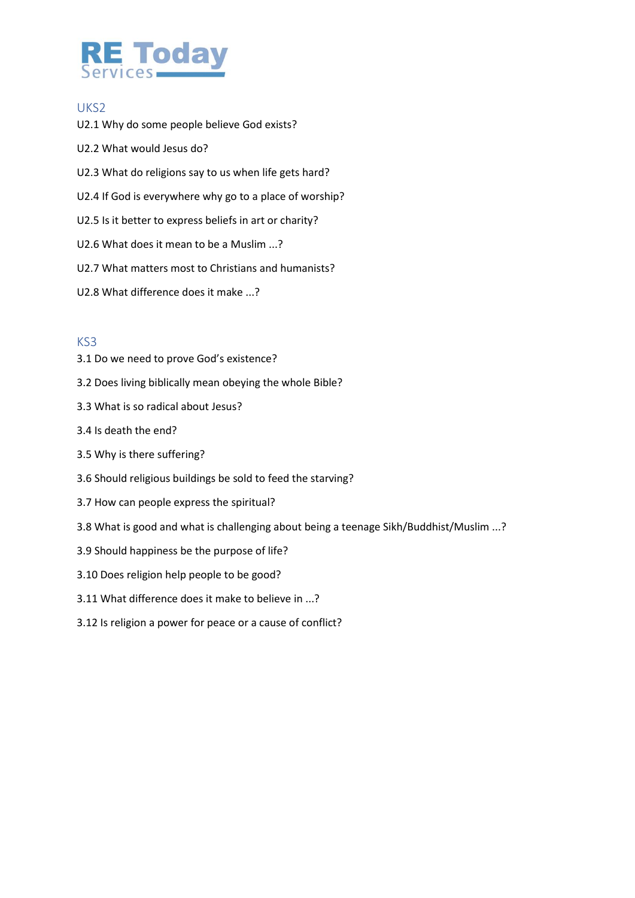RE Today Services

## UKS2

U2.1 Why do some people believe God exists?

U2.2 What would Jesus do?

U2.3 What do religions say to us when life gets hard?

U2.4 If God is everywhere why go to a place of worship?

U2.5 Is it better to express beliefs in art or charity?

U2.6 What does it mean to be a Muslim ...?

U2.7 What matters most to Christians and humanists?

U2.8 What difference does it make ...?

## KS3

3.1 Do we need to prove God's existence?

3.2 Does living biblically mean obeying the whole Bible?

3.3 What is so radical about Jesus?

3.4 Is death the end?

3.5 Why is there suffering?

3.6 Should religious buildings be sold to feed the starving?

3.7 How can people express the spiritual?

3.8 What is good and what is challenging about being a teenage Sikh/Buddhist/Muslim ...?

3.9 Should happiness be the purpose of life?

3.10 Does religion help people to be good?

3.11 What difference does it make to believe in ...?

3.12 Is religion a power for peace or a cause of conflict?